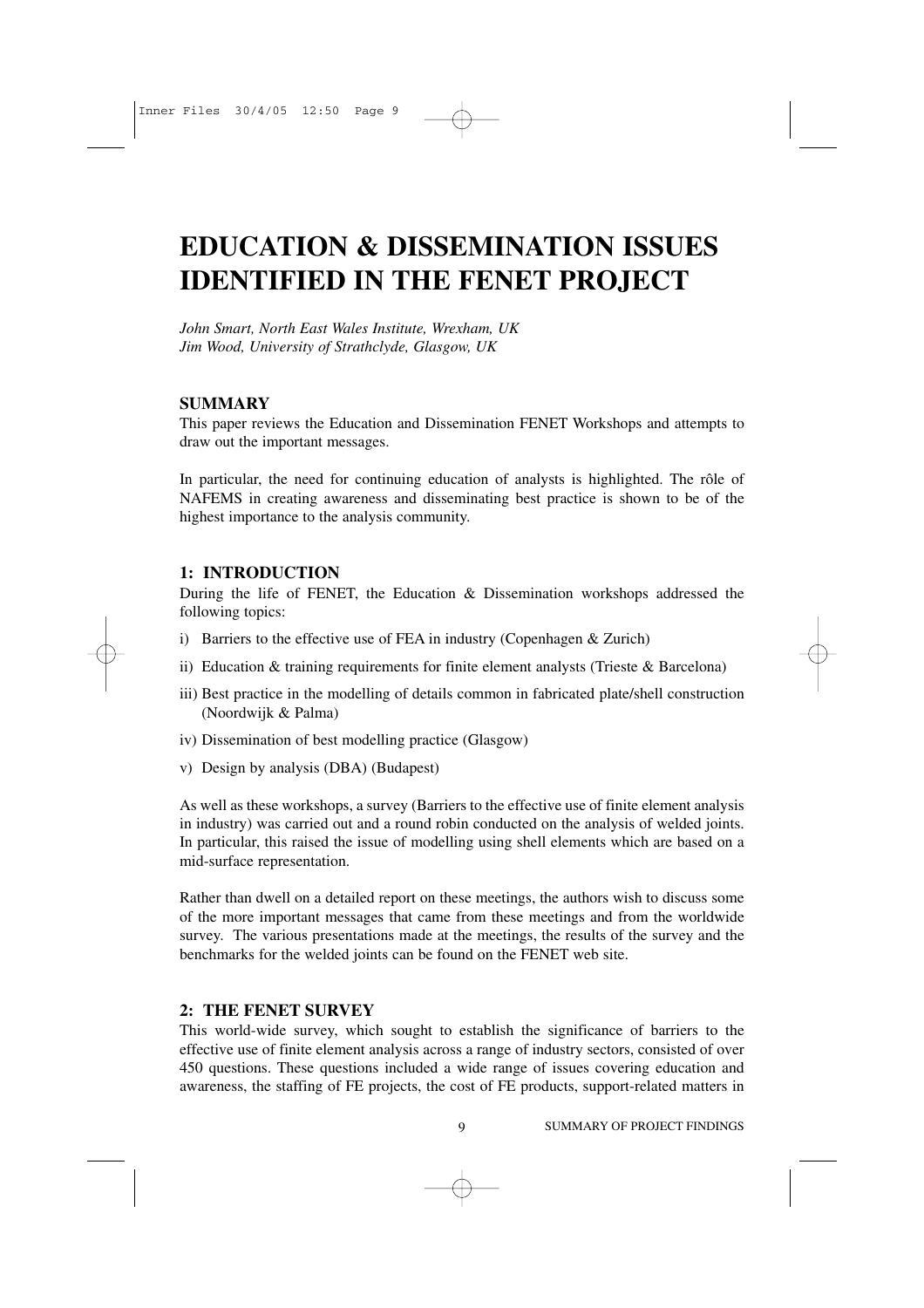# EDUCATION & DISSEMINATION ISSUES IDENTIFIED IN THE FENET PROJECT

*John Smart, North East Wales Institute, Wrexham, UK*
*Jim Wood, University of Strathclyde, Glasgow, UK*

## SUMMARY

This paper reviews the Education and Dissemination FENET Workshops and attempts to draw out the important messages.

In particular, the need for continuing education of analysts is highlighted. The rôle of NAFEMS in creating awareness and disseminating best practice is shown to be of the highest importance to the analysis community.

## 1: INTRODUCTION

During the life of FENET, the Education & Dissemination workshops addressed the following topics:

i) Barriers to the effective use of FEA in industry (Copenhagen & Zurich)

ii) Education & training requirements for finite element analysts (Trieste & Barcelona)

iii) Best practice in the modelling of details common in fabricated plate/shell construction (Noordwijk & Palma)

iv) Dissemination of best modelling practice (Glasgow)

v) Design by analysis (DBA) (Budapest)

As well as these workshops, a survey (Barriers to the effective use of finite element analysis in industry) was carried out and a round robin conducted on the analysis of welded joints. In particular, this raised the issue of modelling using shell elements which are based on a mid-surface representation.

Rather than dwell on a detailed report on these meetings, the authors wish to discuss some of the more important messages that came from these meetings and from the worldwide survey. The various presentations made at the meetings, the results of the survey and the benchmarks for the welded joints can be found on the FENET web site.

## 2: THE FENET SURVEY

This world-wide survey, which sought to establish the significance of barriers to the effective use of finite element analysis across a range of industry sectors, consisted of over 450 questions. These questions included a wide range of issues covering education and awareness, the staffing of FE projects, the cost of FE products, support-related matters in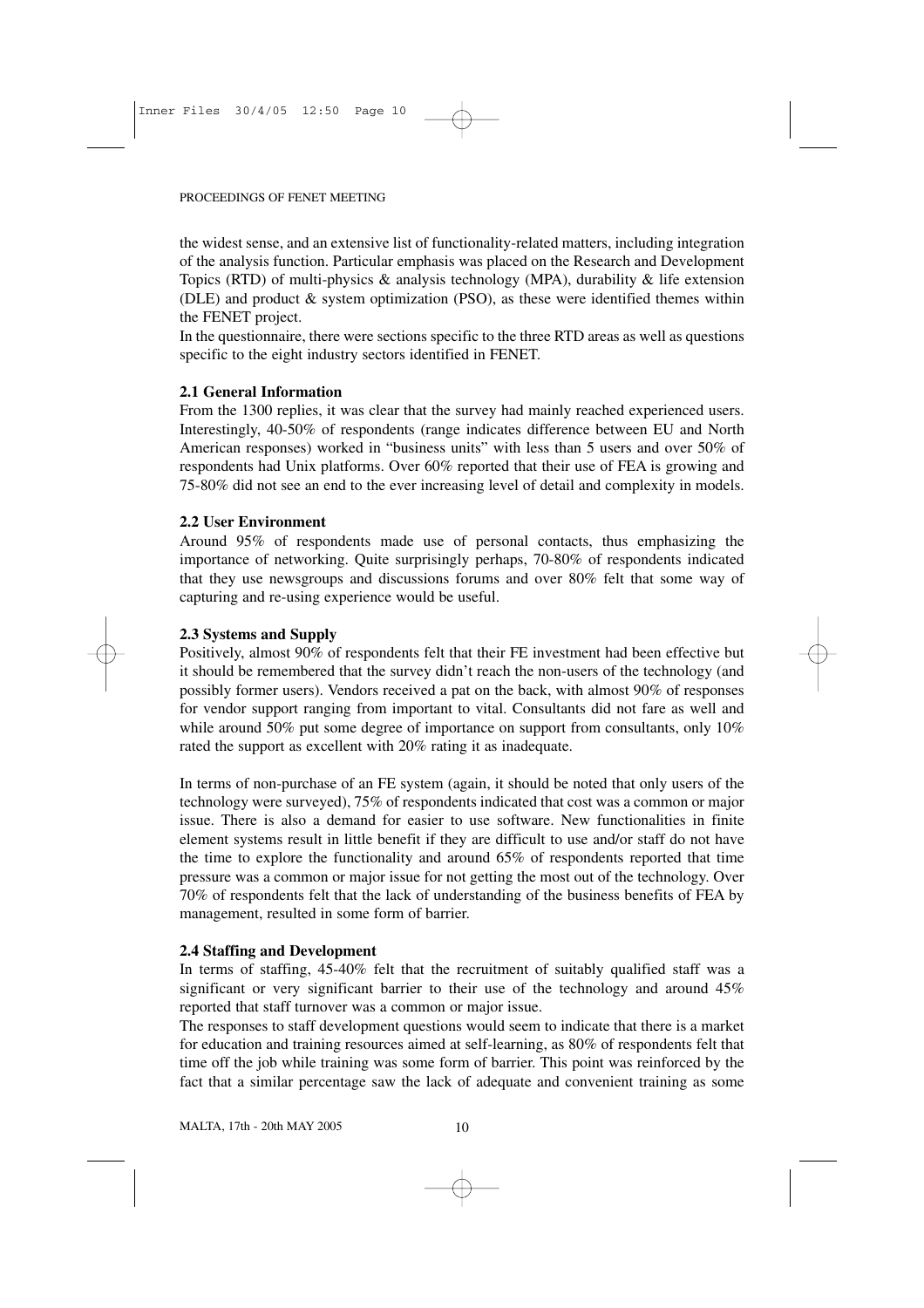the widest sense, and an extensive list of functionality-related matters, including integration of the analysis function. Particular emphasis was placed on the Research and Development Topics (RTD) of multi-physics & analysis technology (MPA), durability & life extension (DLE) and product & system optimization (PSO), as these were identified themes within the FENET project.

In the questionnaire, there were sections specific to the three RTD areas as well as questions specific to the eight industry sectors identified in FENET.

### 2.1 General Information

From the 1300 replies, it was clear that the survey had mainly reached experienced users. Interestingly, 40-50% of respondents (range indicates difference between EU and North American responses) worked in "business units" with less than 5 users and over 50% of respondents had Unix platforms. Over 60% reported that their use of FEA is growing and 75-80% did not see an end to the ever increasing level of detail and complexity in models.

### 2.2 User Environment

Around 95% of respondents made use of personal contacts, thus emphasizing the importance of networking. Quite surprisingly perhaps, 70-80% of respondents indicated that they use newsgroups and discussions forums and over 80% felt that some way of capturing and re-using experience would be useful.

### 2.3 Systems and Supply

Positively, almost 90% of respondents felt that their FE investment had been effective but it should be remembered that the survey didn't reach the non-users of the technology (and possibly former users). Vendors received a pat on the back, with almost 90% of responses for vendor support ranging from important to vital. Consultants did not fare as well and while around 50% put some degree of importance on support from consultants, only 10% rated the support as excellent with 20% rating it as inadequate.

In terms of non-purchase of an FE system (again, it should be noted that only users of the technology were surveyed), 75% of respondents indicated that cost was a common or major issue. There is also a demand for easier to use software. New functionalities in finite element systems result in little benefit if they are difficult to use and/or staff do not have the time to explore the functionality and around 65% of respondents reported that time pressure was a common or major issue for not getting the most out of the technology. Over 70% of respondents felt that the lack of understanding of the business benefits of FEA by management, resulted in some form of barrier.

### 2.4 Staffing and Development

In terms of staffing, 45-40% felt that the recruitment of suitably qualified staff was a significant or very significant barrier to their use of the technology and around 45% reported that staff turnover was a common or major issue.

The responses to staff development questions would seem to indicate that there is a market for education and training resources aimed at self-learning, as 80% of respondents felt that time off the job while training was some form of barrier. This point was reinforced by the fact that a similar percentage saw the lack of adequate and convenient training as some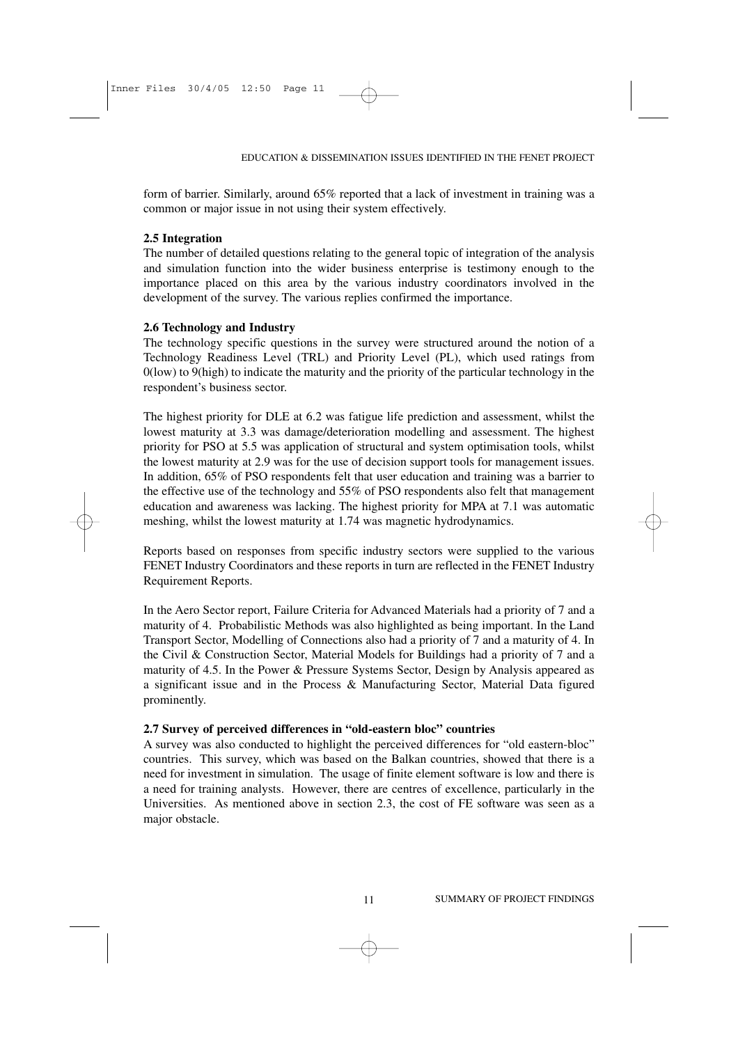form of barrier. Similarly, around 65% reported that a lack of investment in training was a common or major issue in not using their system effectively.

### 2.5 Integration

The number of detailed questions relating to the general topic of integration of the analysis and simulation function into the wider business enterprise is testimony enough to the importance placed on this area by the various industry coordinators involved in the development of the survey. The various replies confirmed the importance.

### 2.6 Technology and Industry

The technology specific questions in the survey were structured around the notion of a Technology Readiness Level (TRL) and Priority Level (PL), which used ratings from 0(low) to 9(high) to indicate the maturity and the priority of the particular technology in the respondent's business sector.

The highest priority for DLE at 6.2 was fatigue life prediction and assessment, whilst the lowest maturity at 3.3 was damage/deterioration modelling and assessment. The highest priority for PSO at 5.5 was application of structural and system optimisation tools, whilst the lowest maturity at 2.9 was for the use of decision support tools for management issues. In addition, 65% of PSO respondents felt that user education and training was a barrier to the effective use of the technology and 55% of PSO respondents also felt that management education and awareness was lacking. The highest priority for MPA at 7.1 was automatic meshing, whilst the lowest maturity at 1.74 was magnetic hydrodynamics.

Reports based on responses from specific industry sectors were supplied to the various FENET Industry Coordinators and these reports in turn are reflected in the FENET Industry Requirement Reports.

In the Aero Sector report, Failure Criteria for Advanced Materials had a priority of 7 and a maturity of 4. Probabilistic Methods was also highlighted as being important. In the Land Transport Sector, Modelling of Connections also had a priority of 7 and a maturity of 4. In the Civil & Construction Sector, Material Models for Buildings had a priority of 7 and a maturity of 4.5. In the Power & Pressure Systems Sector, Design by Analysis appeared as a significant issue and in the Process & Manufacturing Sector, Material Data figured prominently.

### 2.7 Survey of perceived differences in "old-eastern bloc" countries

A survey was also conducted to highlight the perceived differences for "old eastern-bloc" countries. This survey, which was based on the Balkan countries, showed that there is a need for investment in simulation. The usage of finite element software is low and there is a need for training analysts. However, there are centres of excellence, particularly in the Universities. As mentioned above in section 2.3, the cost of FE software was seen as a major obstacle.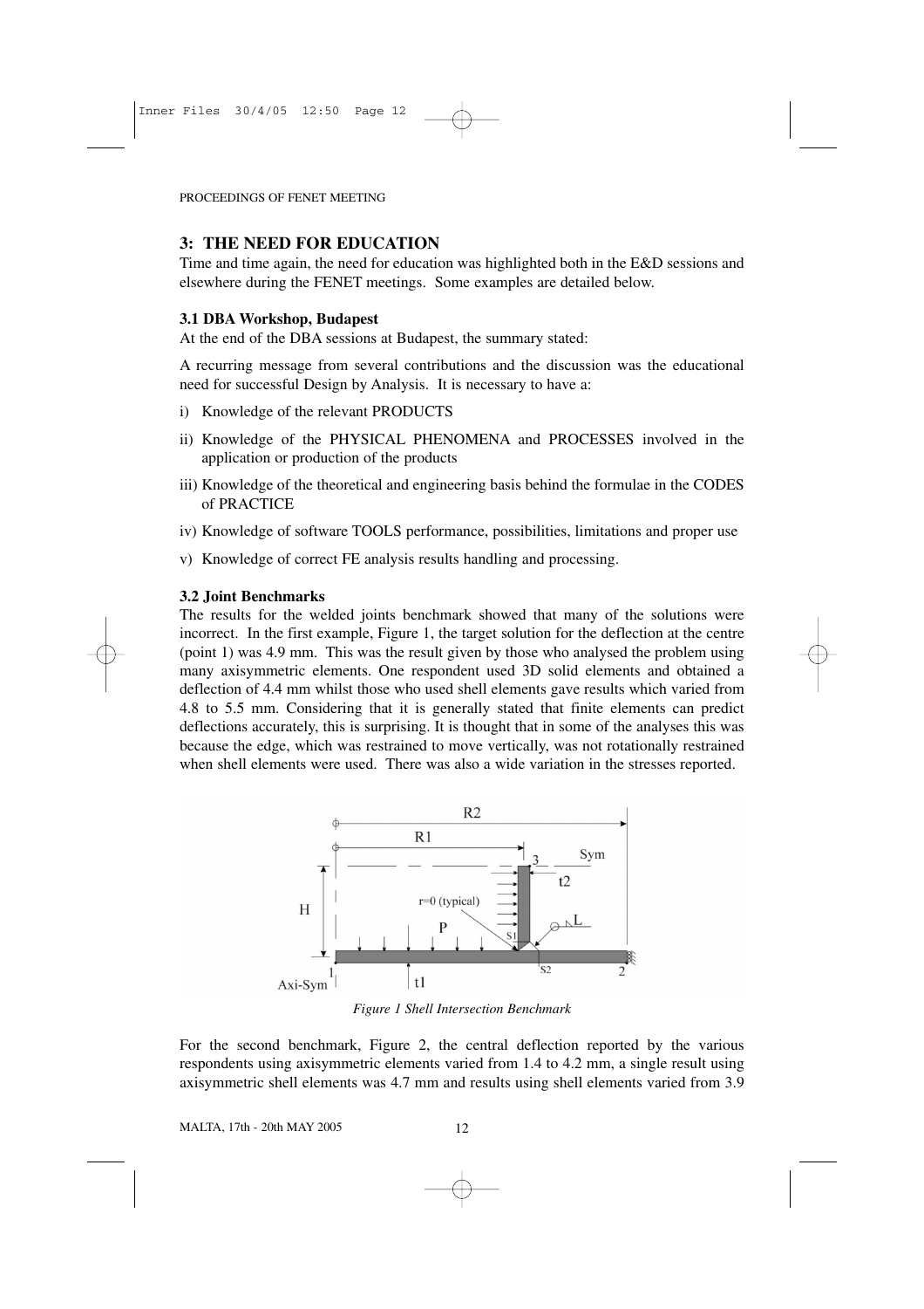## 3: THE NEED FOR EDUCATION

Time and time again, the need for education was highlighted both in the E&D sessions and elsewhere during the FENET meetings. Some examples are detailed below.

### 3.1 DBA Workshop, Budapest

At the end of the DBA sessions at Budapest, the summary stated:

A recurring message from several contributions and the discussion was the educational need for successful Design by Analysis. It is necessary to have a:

i) Knowledge of the relevant PRODUCTS

ii) Knowledge of the PHYSICAL PHENOMENA and PROCESSES involved in the application or production of the products

iii) Knowledge of the theoretical and engineering basis behind the formulae in the CODES of PRACTICE

iv) Knowledge of software TOOLS performance, possibilities, limitations and proper use

v) Knowledge of correct FE analysis results handling and processing.

### 3.2 Joint Benchmarks

The results for the welded joints benchmark showed that many of the solutions were incorrect. In the first example, Figure 1, the target solution for the deflection at the centre (point 1) was 4.9 mm. This was the result given by those who analysed the problem using many axisymmetric elements. One respondent used 3D solid elements and obtained a deflection of 4.4 mm whilst those who used shell elements gave results which varied from 4.8 to 5.5 mm. Considering that it is generally stated that finite elements can predict deflections accurately, this is surprising. It is thought that in some of the analyses this was because the edge, which was restrained to move vertically, was not rotationally restrained when shell elements were used. There was also a wide variation in the stresses reported.

*Figure 1 Shell Intersection Benchmark*

For the second benchmark, Figure 2, the central deflection reported by the various respondents using axisymmetric elements varied from 1.4 to 4.2 mm, a single result using axisymmetric shell elements was 4.7 mm and results using shell elements varied from 3.9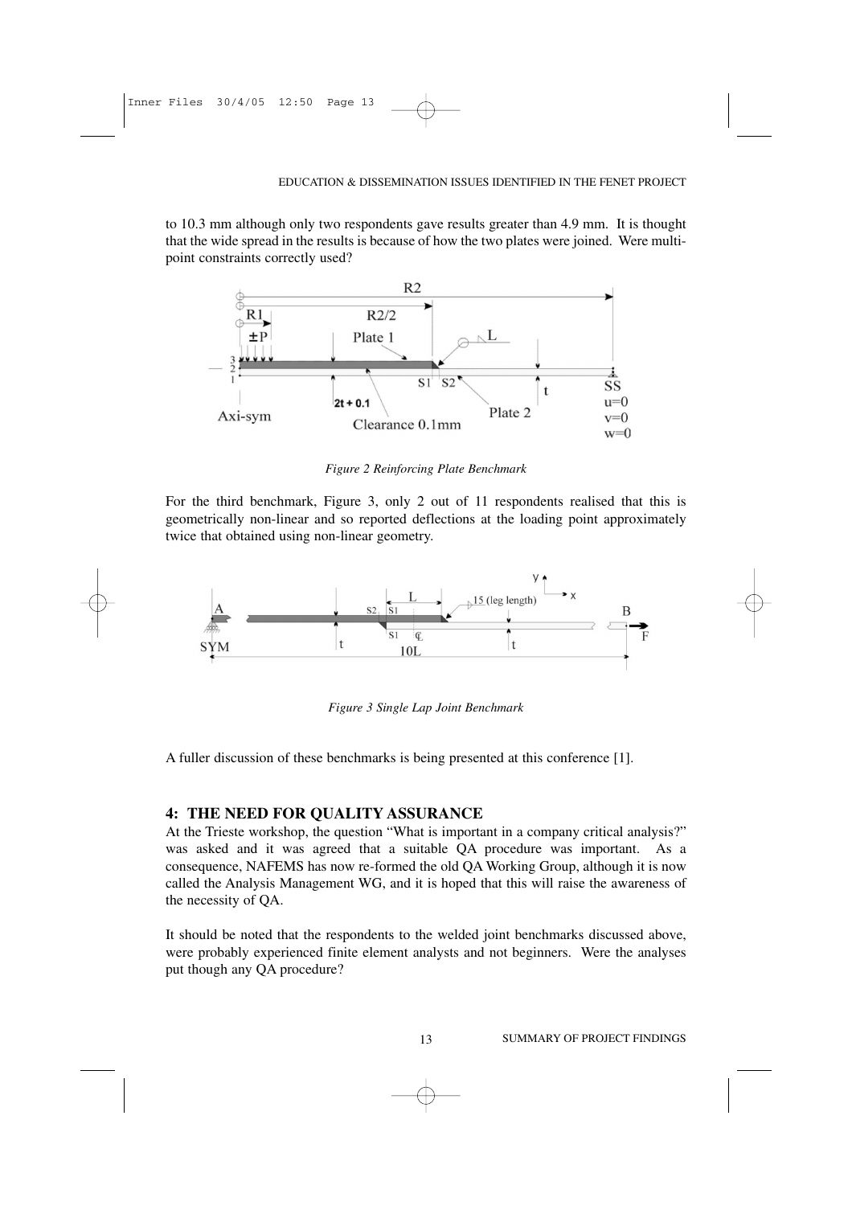to 10.3 mm although only two respondents gave results greater than 4.9 mm. It is thought that the wide spread in the results is because of how the two plates were joined. Were multi-point constraints correctly used?

*Figure 2 Reinforcing Plate Benchmark*

For the third benchmark, Figure 3, only 2 out of 11 respondents realised that this is geometrically non-linear and so reported deflections at the loading point approximately twice that obtained using non-linear geometry.

*Figure 3 Single Lap Joint Benchmark*

A fuller discussion of these benchmarks is being presented at this conference [1].

## 4: THE NEED FOR QUALITY ASSURANCE

At the Trieste workshop, the question "What is important in a company critical analysis?" was asked and it was agreed that a suitable QA procedure was important. As a consequence, NAFEMS has now re-formed the old QA Working Group, although it is now called the Analysis Management WG, and it is hoped that this will raise the awareness of the necessity of QA.

It should be noted that the respondents to the welded joint benchmarks discussed above, were probably experienced finite element analysts and not beginners. Were the analyses put though any QA procedure?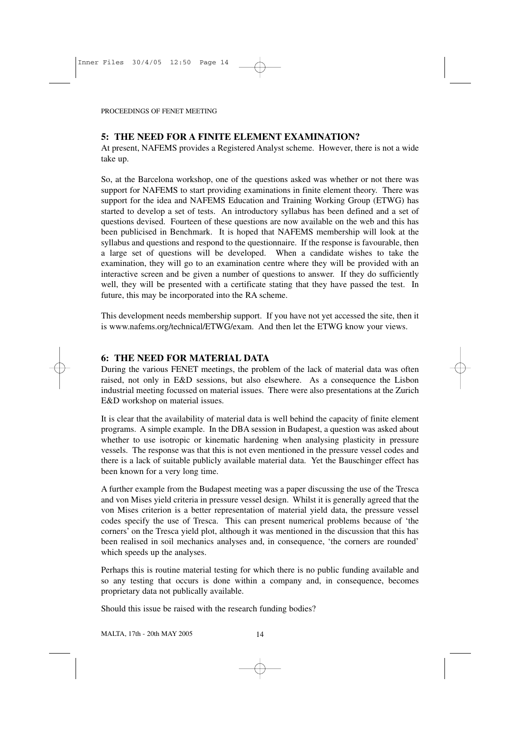## 5: THE NEED FOR A FINITE ELEMENT EXAMINATION?

At present, NAFEMS provides a Registered Analyst scheme. However, there is not a wide take up.

So, at the Barcelona workshop, one of the questions asked was whether or not there was support for NAFEMS to start providing examinations in finite element theory. There was support for the idea and NAFEMS Education and Training Working Group (ETWG) has started to develop a set of tests. An introductory syllabus has been defined and a set of questions devised. Fourteen of these questions are now available on the web and this has been publicised in Benchmark. It is hoped that NAFEMS membership will look at the syllabus and questions and respond to the questionnaire. If the response is favourable, then a large set of questions will be developed. When a candidate wishes to take the examination, they will go to an examination centre where they will be provided with an interactive screen and be given a number of questions to answer. If they do sufficiently well, they will be presented with a certificate stating that they have passed the test. In future, this may be incorporated into the RA scheme.

This development needs membership support. If you have not yet accessed the site, then it is www.nafems.org/technical/ETWG/exam. And then let the ETWG know your views.

## 6: THE NEED FOR MATERIAL DATA

During the various FENET meetings, the problem of the lack of material data was often raised, not only in E&D sessions, but also elsewhere. As a consequence the Lisbon industrial meeting focussed on material issues. There were also presentations at the Zurich E&D workshop on material issues.

It is clear that the availability of material data is well behind the capacity of finite element programs. A simple example. In the DBA session in Budapest, a question was asked about whether to use isotropic or kinematic hardening when analysing plasticity in pressure vessels. The response was that this is not even mentioned in the pressure vessel codes and there is a lack of suitable publicly available material data. Yet the Bauschinger effect has been known for a very long time.

A further example from the Budapest meeting was a paper discussing the use of the Tresca and von Mises yield criteria in pressure vessel design. Whilst it is generally agreed that the von Mises criterion is a better representation of material yield data, the pressure vessel codes specify the use of Tresca. This can present numerical problems because of 'the corners' on the Tresca yield plot, although it was mentioned in the discussion that this has been realised in soil mechanics analyses and, in consequence, 'the corners are rounded' which speeds up the analyses.

Perhaps this is routine material testing for which there is no public funding available and so any testing that occurs is done within a company and, in consequence, becomes proprietary data not publically available.

Should this issue be raised with the research funding bodies?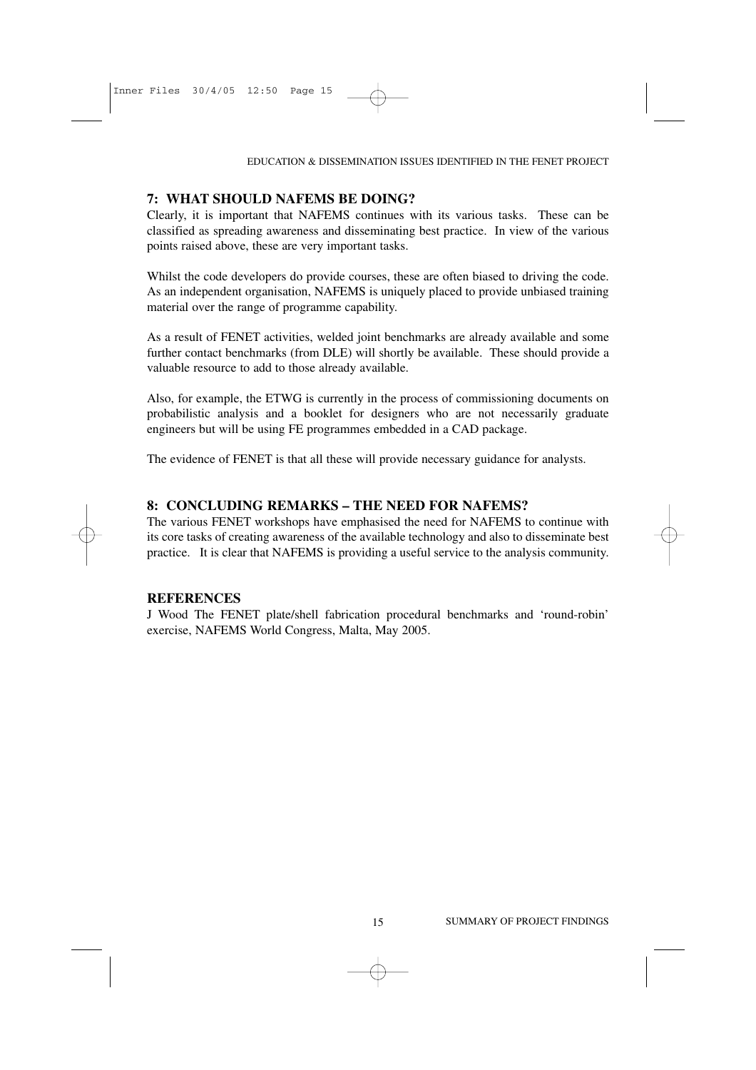## 7: WHAT SHOULD NAFEMS BE DOING?

Clearly, it is important that NAFEMS continues with its various tasks. These can be classified as spreading awareness and disseminating best practice. In view of the various points raised above, these are very important tasks.

Whilst the code developers do provide courses, these are often biased to driving the code. As an independent organisation, NAFEMS is uniquely placed to provide unbiased training material over the range of programme capability.

As a result of FENET activities, welded joint benchmarks are already available and some further contact benchmarks (from DLE) will shortly be available. These should provide a valuable resource to add to those already available.

Also, for example, the ETWG is currently in the process of commissioning documents on probabilistic analysis and a booklet for designers who are not necessarily graduate engineers but will be using FE programmes embedded in a CAD package.

The evidence of FENET is that all these will provide necessary guidance for analysts.

## 8: CONCLUDING REMARKS – THE NEED FOR NAFEMS?

The various FENET workshops have emphasised the need for NAFEMS to continue with its core tasks of creating awareness of the available technology and also to disseminate best practice. It is clear that NAFEMS is providing a useful service to the analysis community.

## REFERENCES

J Wood The FENET plate/shell fabrication procedural benchmarks and 'round-robin' exercise, NAFEMS World Congress, Malta, May 2005.